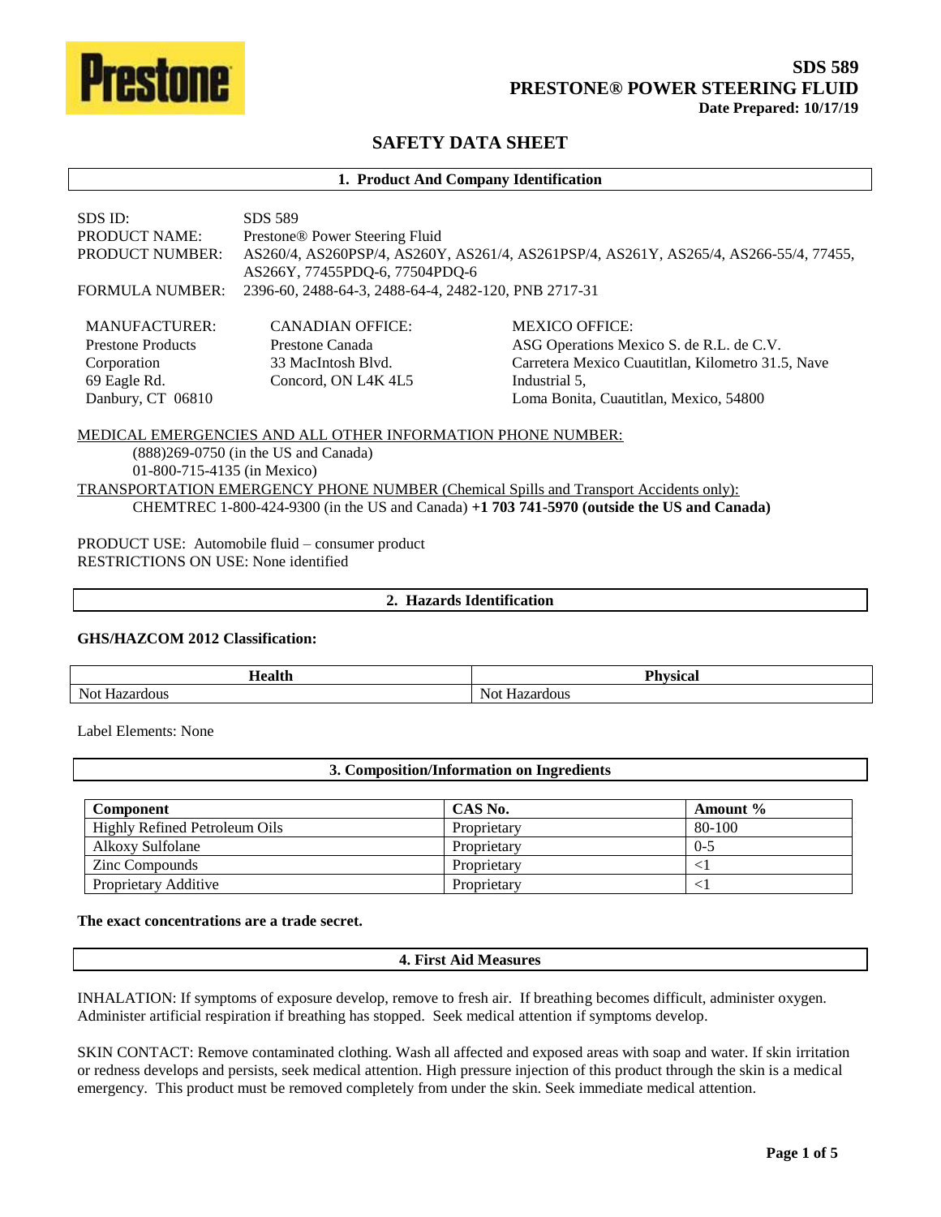**SDS 589**
**PRESTONE® POWER STEERING FLUID**
**Date Prepared: 10/17/19**

# SAFETY DATA SHEET

## 1. Product And Company Identification

SDS ID: SDS 589
PRODUCT NAME: Prestone® Power Steering Fluid
PRODUCT NUMBER: AS260/4, AS260PSP/4, AS260Y, AS261/4, AS261PSP/4, AS261Y, AS265/4, AS266-55/4, 77455, AS266Y, 77455PDQ-6, 77504PDQ-6
FORMULA NUMBER: 2396-60, 2488-64-3, 2488-64-4, 2482-120, PNB 2717-31

MANUFACTURER:
Prestone Products Corporation
69 Eagle Rd.
Danbury, CT 06810

CANADIAN OFFICE:
Prestone Canada
33 MacIntosh Blvd.
Concord, ON L4K 4L5

MEXICO OFFICE:
ASG Operations Mexico S. de R.L. de C.V.
Carretera Mexico Cuautitlan, Kilometro 31.5, Nave Industrial 5,
Loma Bonita, Cuautitlan, Mexico, 54800

MEDICAL EMERGENCIES AND ALL OTHER INFORMATION PHONE NUMBER:
(888)269-0750 (in the US and Canada)
01-800-715-4135 (in Mexico)

TRANSPORTATION EMERGENCY PHONE NUMBER (Chemical Spills and Transport Accidents only):
CHEMTREC 1-800-424-9300 (in the US and Canada) **+1 703 741-5970 (outside the US and Canada)**

PRODUCT USE: Automobile fluid – consumer product
RESTRICTIONS ON USE: None identified

## 2. Hazards Identification

**GHS/HAZCOM 2012 Classification:**

| Health | Physical |
|---|---|
| Not Hazardous | Not Hazardous |

Label Elements: None

## 3. Composition/Information on Ingredients

| Component | CAS No. | Amount % |
|---|---|---|
| Highly Refined Petroleum Oils | Proprietary | 80-100 |
| Alkoxy Sulfolane | Proprietary | 0-5 |
| Zinc Compounds | Proprietary | <1 |
| Proprietary Additive | Proprietary | <1 |

**The exact concentrations are a trade secret.**

## 4. First Aid Measures

INHALATION: If symptoms of exposure develop, remove to fresh air. If breathing becomes difficult, administer oxygen. Administer artificial respiration if breathing has stopped. Seek medical attention if symptoms develop.

SKIN CONTACT: Remove contaminated clothing. Wash all affected and exposed areas with soap and water. If skin irritation or redness develops and persists, seek medical attention. High pressure injection of this product through the skin is a medical emergency. This product must be removed completely from under the skin. Seek immediate medical attention.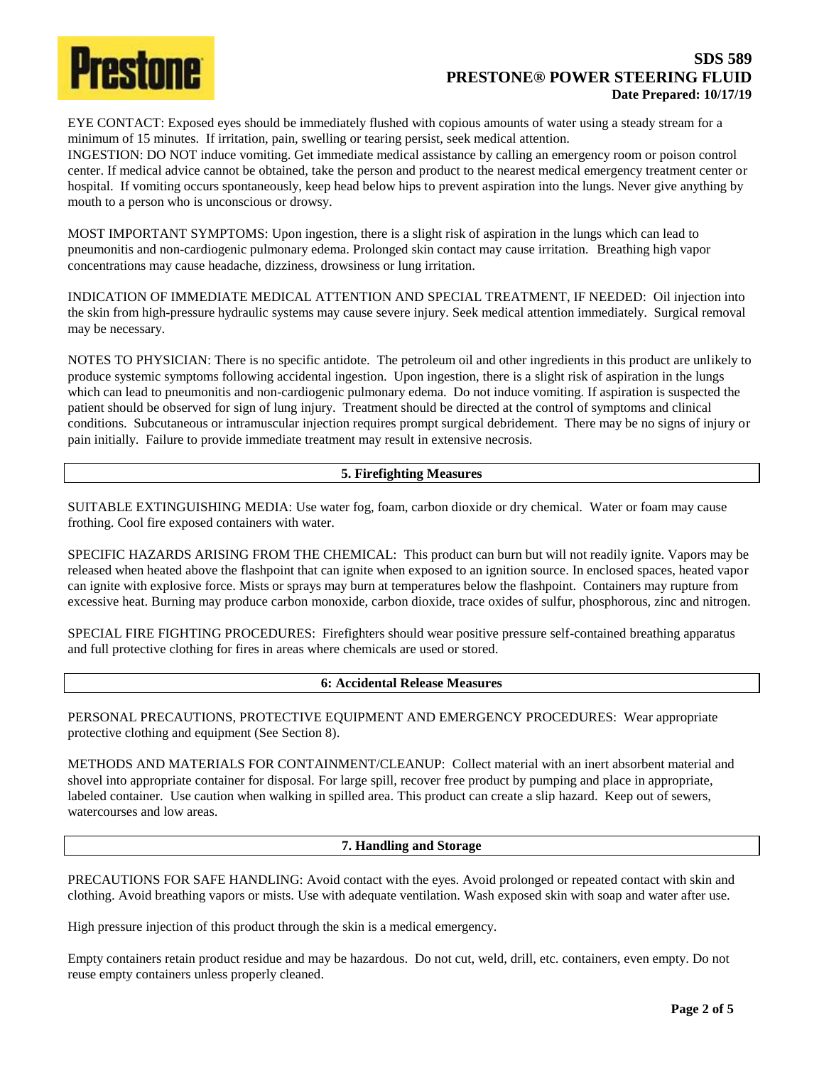EYE CONTACT: Exposed eyes should be immediately flushed with copious amounts of water using a steady stream for a minimum of 15 minutes. If irritation, pain, swelling or tearing persist, seek medical attention.
INGESTION: DO NOT induce vomiting. Get immediate medical assistance by calling an emergency room or poison control center. If medical advice cannot be obtained, take the person and product to the nearest medical emergency treatment center or hospital. If vomiting occurs spontaneously, keep head below hips to prevent aspiration into the lungs. Never give anything by mouth to a person who is unconscious or drowsy.

MOST IMPORTANT SYMPTOMS: Upon ingestion, there is a slight risk of aspiration in the lungs which can lead to pneumonitis and non-cardiogenic pulmonary edema. Prolonged skin contact may cause irritation. Breathing high vapor concentrations may cause headache, dizziness, drowsiness or lung irritation.

INDICATION OF IMMEDIATE MEDICAL ATTENTION AND SPECIAL TREATMENT, IF NEEDED: Oil injection into the skin from high-pressure hydraulic systems may cause severe injury. Seek medical attention immediately. Surgical removal may be necessary.

NOTES TO PHYSICIAN: There is no specific antidote. The petroleum oil and other ingredients in this product are unlikely to produce systemic symptoms following accidental ingestion. Upon ingestion, there is a slight risk of aspiration in the lungs which can lead to pneumonitis and non-cardiogenic pulmonary edema. Do not induce vomiting. If aspiration is suspected the patient should be observed for sign of lung injury. Treatment should be directed at the control of symptoms and clinical conditions. Subcutaneous or intramuscular injection requires prompt surgical debridement. There may be no signs of injury or pain initially. Failure to provide immediate treatment may result in extensive necrosis.

## 5. Firefighting Measures

SUITABLE EXTINGUISHING MEDIA: Use water fog, foam, carbon dioxide or dry chemical. Water or foam may cause frothing. Cool fire exposed containers with water.

SPECIFIC HAZARDS ARISING FROM THE CHEMICAL: This product can burn but will not readily ignite. Vapors may be released when heated above the flashpoint that can ignite when exposed to an ignition source. In enclosed spaces, heated vapor can ignite with explosive force. Mists or sprays may burn at temperatures below the flashpoint. Containers may rupture from excessive heat. Burning may produce carbon monoxide, carbon dioxide, trace oxides of sulfur, phosphorous, zinc and nitrogen.

SPECIAL FIRE FIGHTING PROCEDURES: Firefighters should wear positive pressure self-contained breathing apparatus and full protective clothing for fires in areas where chemicals are used or stored.

## 6: Accidental Release Measures

PERSONAL PRECAUTIONS, PROTECTIVE EQUIPMENT AND EMERGENCY PROCEDURES: Wear appropriate protective clothing and equipment (See Section 8).

METHODS AND MATERIALS FOR CONTAINMENT/CLEANUP: Collect material with an inert absorbent material and shovel into appropriate container for disposal. For large spill, recover free product by pumping and place in appropriate, labeled container. Use caution when walking in spilled area. This product can create a slip hazard. Keep out of sewers, watercourses and low areas.

## 7. Handling and Storage

PRECAUTIONS FOR SAFE HANDLING: Avoid contact with the eyes. Avoid prolonged or repeated contact with skin and clothing. Avoid breathing vapors or mists. Use with adequate ventilation. Wash exposed skin with soap and water after use.

High pressure injection of this product through the skin is a medical emergency.

Empty containers retain product residue and may be hazardous. Do not cut, weld, drill, etc. containers, even empty. Do not reuse empty containers unless properly cleaned.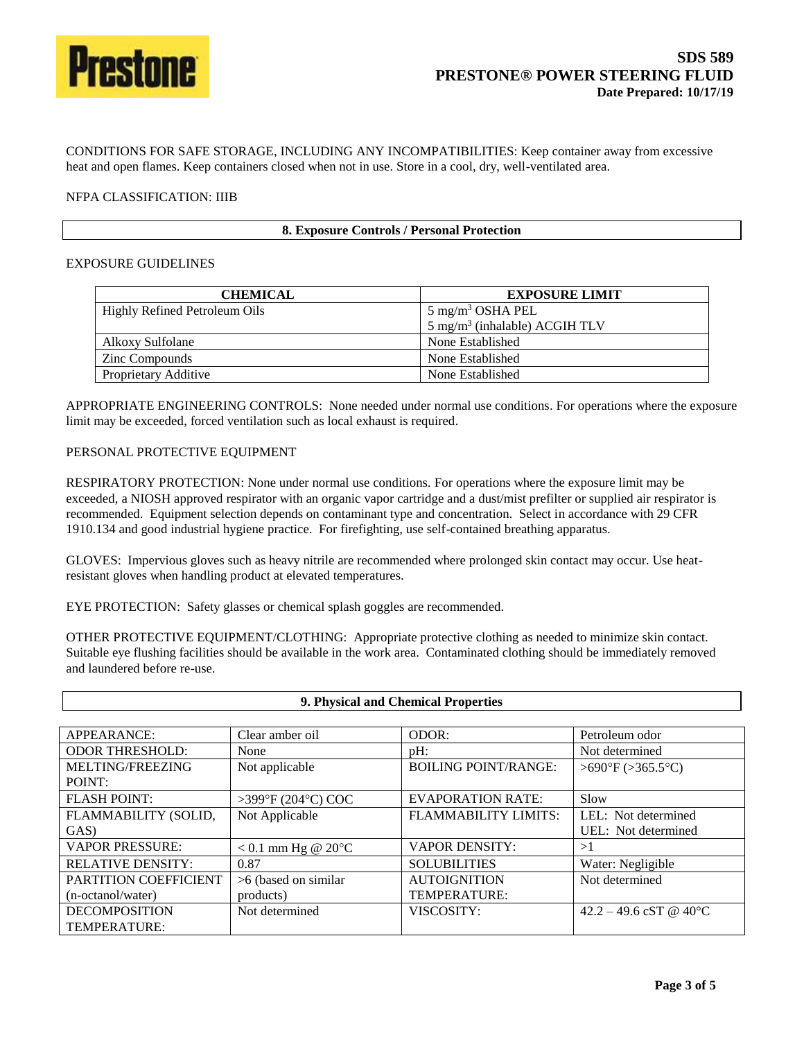CONDITIONS FOR SAFE STORAGE, INCLUDING ANY INCOMPATIBILITIES: Keep container away from excessive heat and open flames. Keep containers closed when not in use. Store in a cool, dry, well-ventilated area.

NFPA CLASSIFICATION: IIIB

## 8. Exposure Controls / Personal Protection

EXPOSURE GUIDELINES

| CHEMICAL | EXPOSURE LIMIT |
|---|---|
| Highly Refined Petroleum Oils | 5 mg/m$^3$ OSHA PEL<br>5 mg/m$^3$ (inhalable) ACGIH TLV |
| Alkoxy Sulfolane | None Established |
| Zinc Compounds | None Established |
| Proprietary Additive | None Established |

APPROPRIATE ENGINEERING CONTROLS: None needed under normal use conditions. For operations where the exposure limit may be exceeded, forced ventilation such as local exhaust is required.

PERSONAL PROTECTIVE EQUIPMENT

RESPIRATORY PROTECTION: None under normal use conditions. For operations where the exposure limit may be exceeded, a NIOSH approved respirator with an organic vapor cartridge and a dust/mist prefilter or supplied air respirator is recommended. Equipment selection depends on contaminant type and concentration. Select in accordance with 29 CFR 1910.134 and good industrial hygiene practice. For firefighting, use self-contained breathing apparatus.

GLOVES: Impervious gloves such as heavy nitrile are recommended where prolonged skin contact may occur. Use heat-resistant gloves when handling product at elevated temperatures.

EYE PROTECTION: Safety glasses or chemical splash goggles are recommended.

OTHER PROTECTIVE EQUIPMENT/CLOTHING: Appropriate protective clothing as needed to minimize skin contact. Suitable eye flushing facilities should be available in the work area. Contaminated clothing should be immediately removed and laundered before re-use.

## 9. Physical and Chemical Properties

| | | | |
|---|---|---|---|
| APPEARANCE: | Clear amber oil | ODOR: | Petroleum odor |
| ODOR THRESHOLD: | None | pH: | Not determined |
| MELTING/FREEZING POINT: | Not applicable | BOILING POINT/RANGE: | >690°F (>365.5°C) |
| FLASH POINT: | >399°F (204°C) COC | EVAPORATION RATE: | Slow |
| FLAMMABILITY (SOLID, GAS) | Not Applicable | FLAMMABILITY LIMITS: | LEL: Not determined<br>UEL: Not determined |
| VAPOR PRESSURE: | < 0.1 mm Hg @ 20°C | VAPOR DENSITY: | >1 |
| RELATIVE DENSITY: | 0.87 | SOLUBILITIES | Water: Negligible |
| PARTITION COEFFICIENT (n-octanol/water) | >6 (based on similar products) | AUTOIGNITION TEMPERATURE: | Not determined |
| DECOMPOSITION TEMPERATURE: | Not determined | VISCOSITY: | 42.2 – 49.6 cST @ 40°C |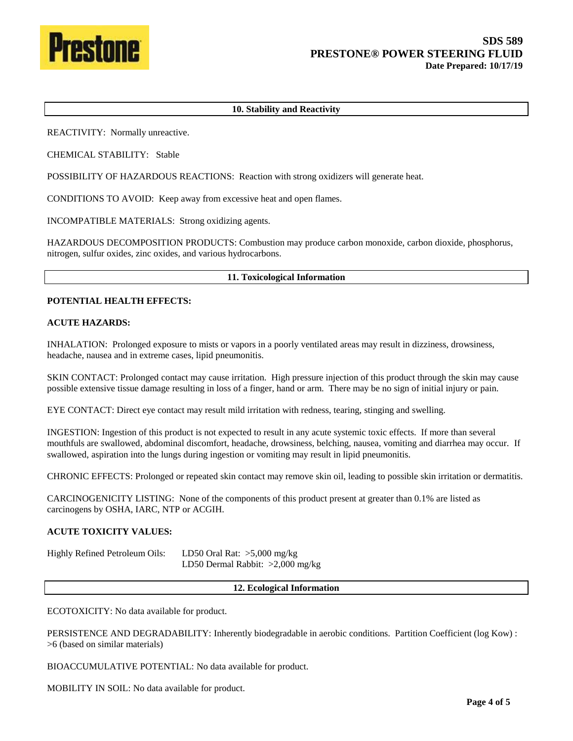## 10. Stability and Reactivity

REACTIVITY: Normally unreactive.

CHEMICAL STABILITY: Stable

POSSIBILITY OF HAZARDOUS REACTIONS: Reaction with strong oxidizers will generate heat.

CONDITIONS TO AVOID: Keep away from excessive heat and open flames.

INCOMPATIBLE MATERIALS: Strong oxidizing agents.

HAZARDOUS DECOMPOSITION PRODUCTS: Combustion may produce carbon monoxide, carbon dioxide, phosphorus, nitrogen, sulfur oxides, zinc oxides, and various hydrocarbons.

## 11. Toxicological Information

**POTENTIAL HEALTH EFFECTS:**

**ACUTE HAZARDS:**

INHALATION: Prolonged exposure to mists or vapors in a poorly ventilated areas may result in dizziness, drowsiness, headache, nausea and in extreme cases, lipid pneumonitis.

SKIN CONTACT: Prolonged contact may cause irritation. High pressure injection of this product through the skin may cause possible extensive tissue damage resulting in loss of a finger, hand or arm. There may be no sign of initial injury or pain.

EYE CONTACT: Direct eye contact may result mild irritation with redness, tearing, stinging and swelling.

INGESTION: Ingestion of this product is not expected to result in any acute systemic toxic effects. If more than several mouthfuls are swallowed, abdominal discomfort, headache, drowsiness, belching, nausea, vomiting and diarrhea may occur. If swallowed, aspiration into the lungs during ingestion or vomiting may result in lipid pneumonitis.

CHRONIC EFFECTS: Prolonged or repeated skin contact may remove skin oil, leading to possible skin irritation or dermatitis.

CARCINOGENICITY LISTING: None of the components of this product present at greater than 0.1% are listed as carcinogens by OSHA, IARC, NTP or ACGIH.

**ACUTE TOXICITY VALUES:**

| | |
|---|---|
| Highly Refined Petroleum Oils: | LD50 Oral Rat: >5,000 mg/kg |
| | LD50 Dermal Rabbit: >2,000 mg/kg |

## 12. Ecological Information

ECOTOXICITY: No data available for product.

PERSISTENCE AND DEGRADABILITY: Inherently biodegradable in aerobic conditions. Partition Coefficient (log Kow) : >6 (based on similar materials)

BIOACCUMULATIVE POTENTIAL: No data available for product.

MOBILITY IN SOIL: No data available for product.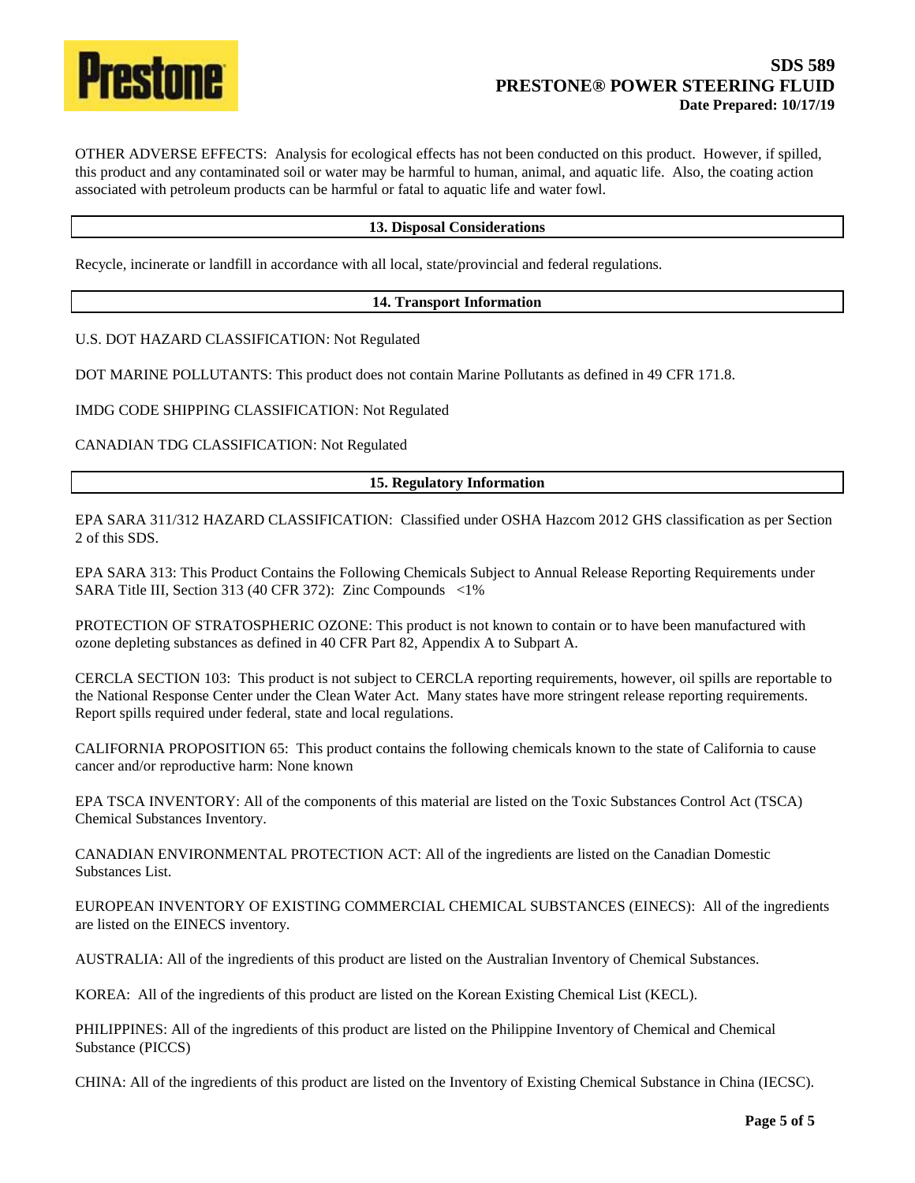OTHER ADVERSE EFFECTS: Analysis for ecological effects has not been conducted on this product. However, if spilled, this product and any contaminated soil or water may be harmful to human, animal, and aquatic life. Also, the coating action associated with petroleum products can be harmful or fatal to aquatic life and water fowl.

## 13. Disposal Considerations

Recycle, incinerate or landfill in accordance with all local, state/provincial and federal regulations.

## 14. Transport Information

U.S. DOT HAZARD CLASSIFICATION: Not Regulated

DOT MARINE POLLUTANTS: This product does not contain Marine Pollutants as defined in 49 CFR 171.8.

IMDG CODE SHIPPING CLASSIFICATION: Not Regulated

CANADIAN TDG CLASSIFICATION: Not Regulated

## 15. Regulatory Information

EPA SARA 311/312 HAZARD CLASSIFICATION: Classified under OSHA Hazcom 2012 GHS classification as per Section 2 of this SDS.

EPA SARA 313: This Product Contains the Following Chemicals Subject to Annual Release Reporting Requirements under SARA Title III, Section 313 (40 CFR 372): Zinc Compounds <1%

PROTECTION OF STRATOSPHERIC OZONE: This product is not known to contain or to have been manufactured with ozone depleting substances as defined in 40 CFR Part 82, Appendix A to Subpart A.

CERCLA SECTION 103: This product is not subject to CERCLA reporting requirements, however, oil spills are reportable to the National Response Center under the Clean Water Act. Many states have more stringent release reporting requirements. Report spills required under federal, state and local regulations.

CALIFORNIA PROPOSITION 65: This product contains the following chemicals known to the state of California to cause cancer and/or reproductive harm: None known

EPA TSCA INVENTORY: All of the components of this material are listed on the Toxic Substances Control Act (TSCA) Chemical Substances Inventory.

CANADIAN ENVIRONMENTAL PROTECTION ACT: All of the ingredients are listed on the Canadian Domestic Substances List.

EUROPEAN INVENTORY OF EXISTING COMMERCIAL CHEMICAL SUBSTANCES (EINECS): All of the ingredients are listed on the EINECS inventory.

AUSTRALIA: All of the ingredients of this product are listed on the Australian Inventory of Chemical Substances.

KOREA: All of the ingredients of this product are listed on the Korean Existing Chemical List (KECL).

PHILIPPINES: All of the ingredients of this product are listed on the Philippine Inventory of Chemical and Chemical Substance (PICCS)

CHINA: All of the ingredients of this product are listed on the Inventory of Existing Chemical Substance in China (IECSC).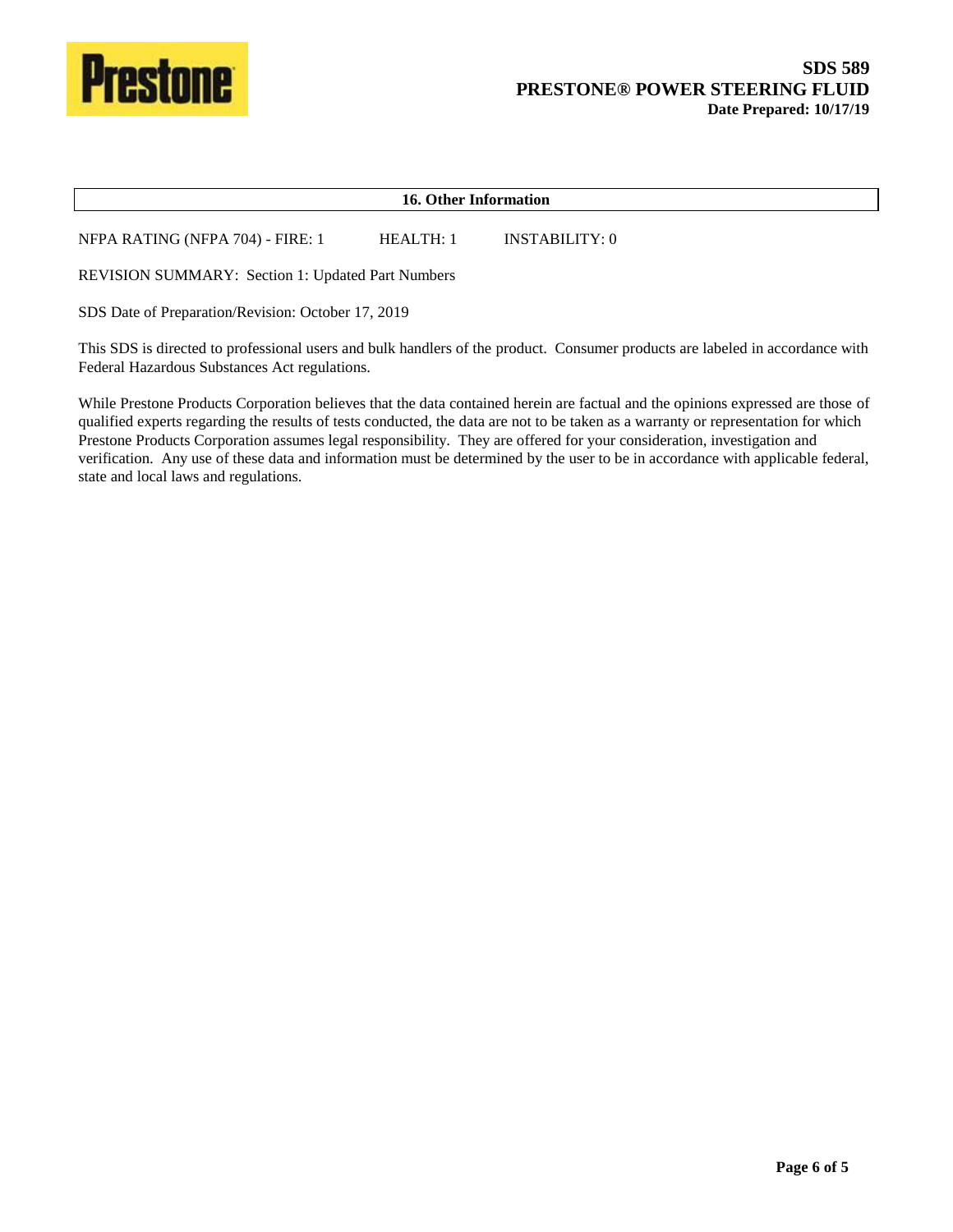## 16. Other Information

NFPA RATING (NFPA 704) - FIRE: 1 HEALTH: 1 INSTABILITY: 0

REVISION SUMMARY: Section 1: Updated Part Numbers

SDS Date of Preparation/Revision: October 17, 2019

This SDS is directed to professional users and bulk handlers of the product. Consumer products are labeled in accordance with Federal Hazardous Substances Act regulations.

While Prestone Products Corporation believes that the data contained herein are factual and the opinions expressed are those of qualified experts regarding the results of tests conducted, the data are not to be taken as a warranty or representation for which Prestone Products Corporation assumes legal responsibility. They are offered for your consideration, investigation and verification. Any use of these data and information must be determined by the user to be in accordance with applicable federal, state and local laws and regulations.